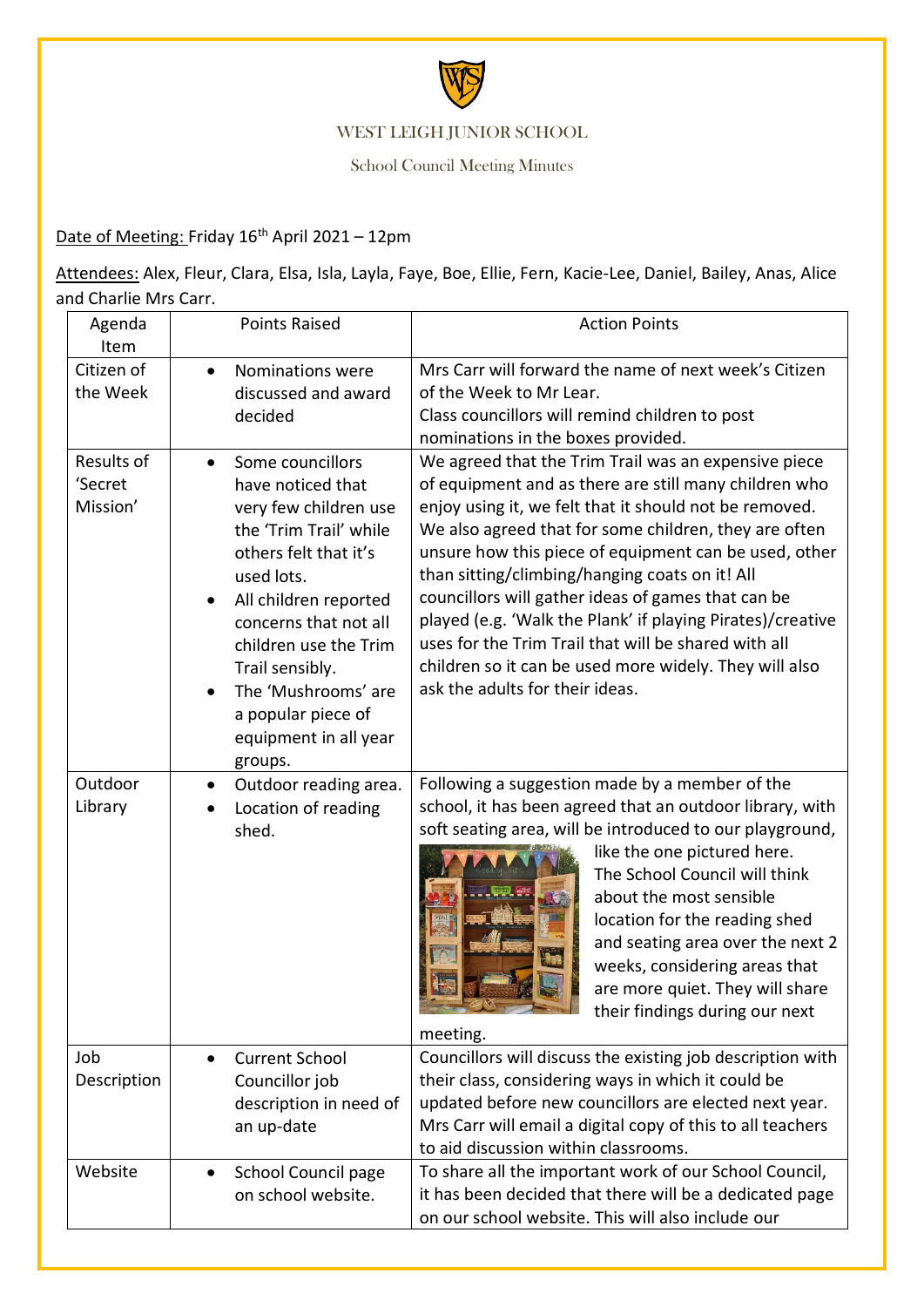WEST LEIGH JUNIOR SCHOOL

School Council Meeting Minutes

Date of Meeting: Friday 16th April 2021 – 12pm

Attendees: Alex, Fleur, Clara, Elsa, Isla, Layla, Faye, Boe, Ellie, Fern, Kacie-Lee, Daniel, Bailey, Anas, Alice and Charlie Mrs Carr.

| Agenda Item | Points Raised | Action Points |
|---|---|---|
| Citizen of the Week | • Nominations were discussed and award decided | Mrs Carr will forward the name of next week's Citizen of the Week to Mr Lear. Class councillors will remind children to post nominations in the boxes provided. |
| Results of 'Secret Mission' | • Some councillors have noticed that very few children use the 'Trim Trail' while others felt that it's used lots. • All children reported concerns that not all children use the Trim Trail sensibly. • The 'Mushrooms' are a popular piece of equipment in all year groups. | We agreed that the Trim Trail was an expensive piece of equipment and as there are still many children who enjoy using it, we felt that it should not be removed. We also agreed that for some children, they are often unsure how this piece of equipment can be used, other than sitting/climbing/hanging coats on it! All councillors will gather ideas of games that can be played (e.g. 'Walk the Plank' if playing Pirates)/creative uses for the Trim Trail that will be shared with all children so it can be used more widely. They will also ask the adults for their ideas. |
| Outdoor Library | • Outdoor reading area. • Location of reading shed. | Following a suggestion made by a member of the school, it has been agreed that an outdoor library, with soft seating area, will be introduced to our playground, like the one pictured here. The School Council will think about the most sensible location for the reading shed and seating area over the next 2 weeks, considering areas that are more quiet. They will share their findings during our next meeting. |
| Job Description | • Current School Councillor job description in need of an up-date | Councillors will discuss the existing job description with their class, considering ways in which it could be updated before new councillors are elected next year. Mrs Carr will email a digital copy of this to all teachers to aid discussion within classrooms. |
| Website | • School Council page on school website. | To share all the important work of our School Council, it has been decided that there will be a dedicated page on our school website. This will also include our |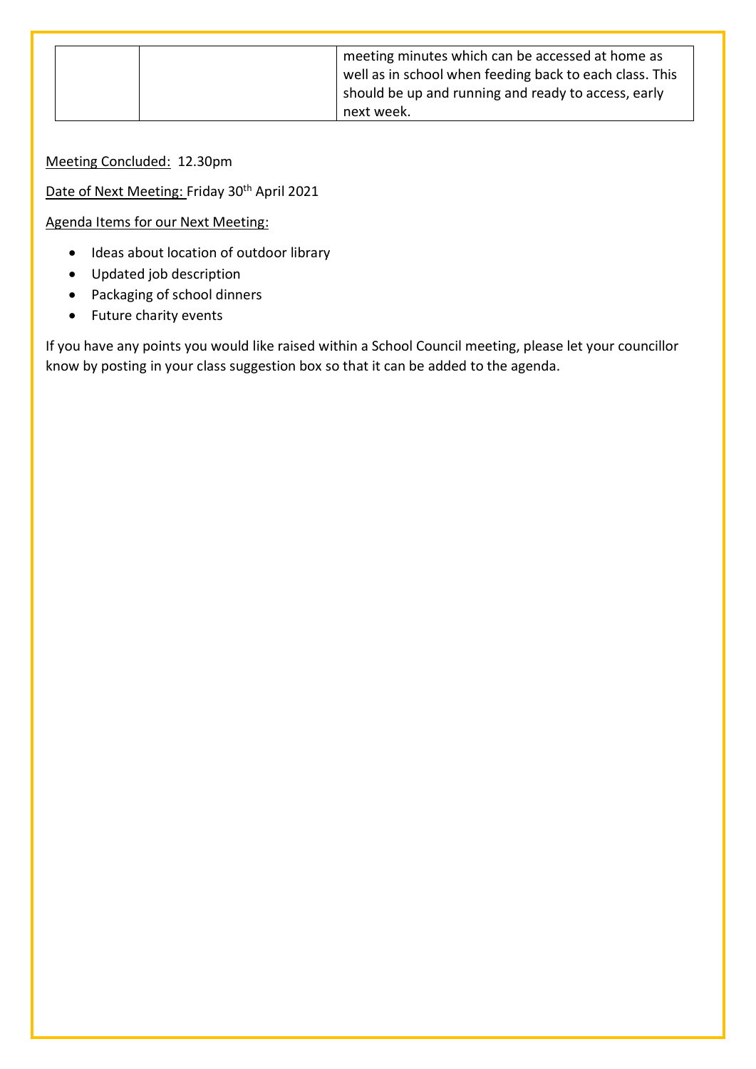| | | |
|---|---|---|
| | | meeting minutes which can be accessed at home as well as in school when feeding back to each class. This should be up and running and ready to access, early next week. |

Meeting Concluded: 12.30pm

Date of Next Meeting: Friday 30th April 2021

Agenda Items for our Next Meeting:

- Ideas about location of outdoor library
- Updated job description
- Packaging of school dinners
- Future charity events

If you have any points you would like raised within a School Council meeting, please let your councillor know by posting in your class suggestion box so that it can be added to the agenda.